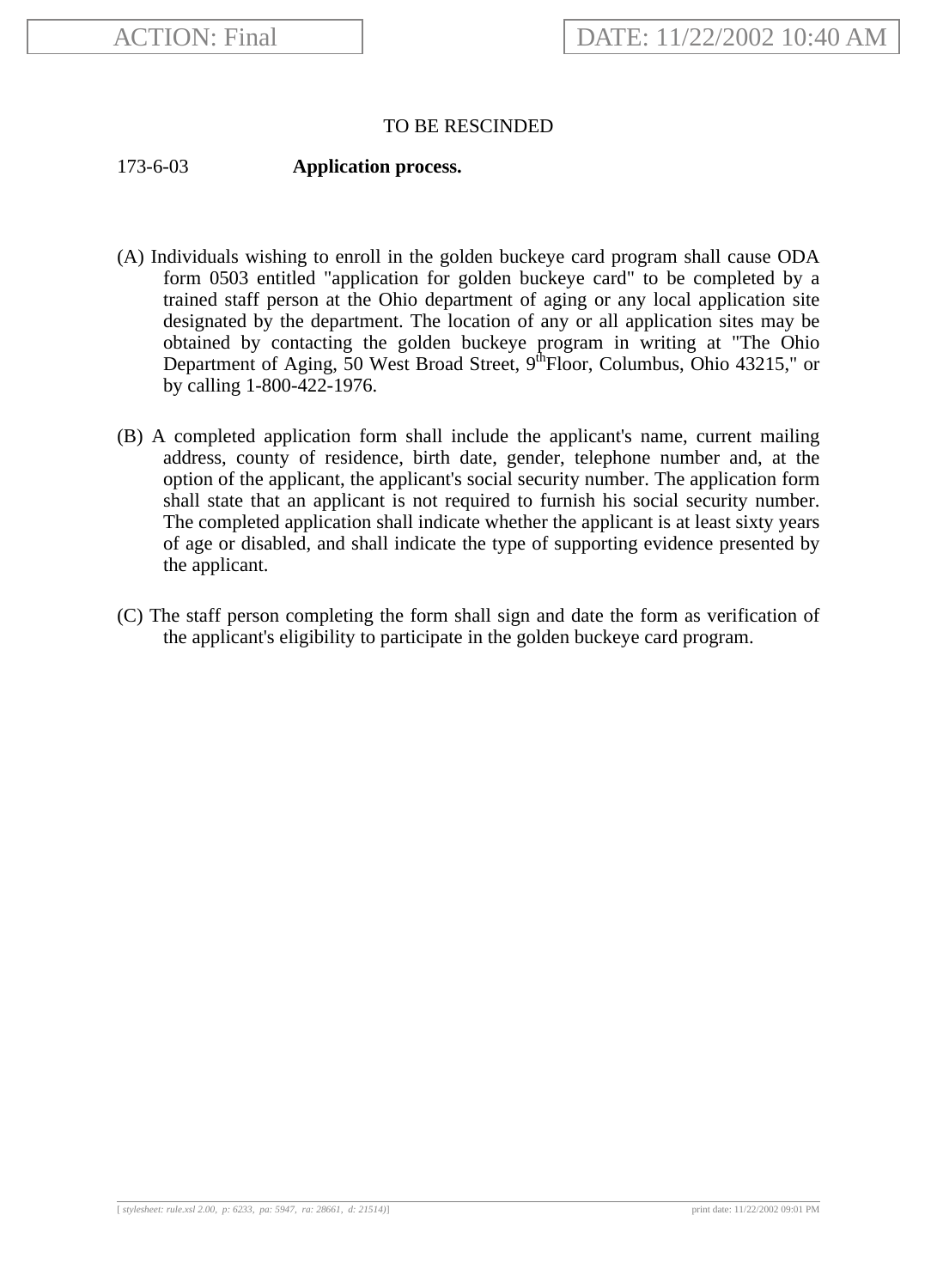ACTION: Final

DATE: 11/22/2002 10:40 AM

TO BE RESCINDED

173-6-03 **Application process.**

(A) Individuals wishing to enroll in the golden buckeye card program shall cause ODA form 0503 entitled "application for golden buckeye card" to be completed by a trained staff person at the Ohio department of aging or any local application site designated by the department. The location of any or all application sites may be obtained by contacting the golden buckeye program in writing at "The Ohio Department of Aging, 50 West Broad Street, 9th Floor, Columbus, Ohio 43215," or by calling 1-800-422-1976.

(B) A completed application form shall include the applicant's name, current mailing address, county of residence, birth date, gender, telephone number and, at the option of the applicant, the applicant's social security number. The application form shall state that an applicant is not required to furnish his social security number. The completed application shall indicate whether the applicant is at least sixty years of age or disabled, and shall indicate the type of supporting evidence presented by the applicant.

(C) The staff person completing the form shall sign and date the form as verification of the applicant's eligibility to participate in the golden buckeye card program.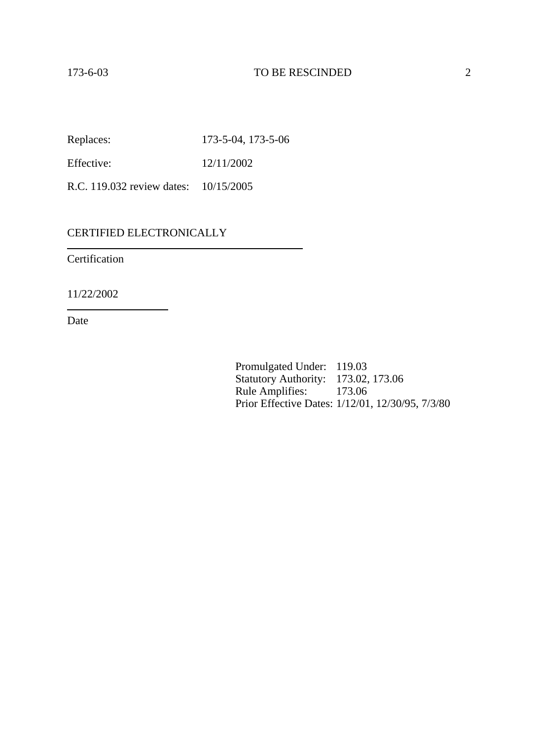Replaces: 173-5-04, 173-5-06

Effective: 12/11/2002

R.C. 119.032 review dates: 10/15/2005

CERTIFIED ELECTRONICALLY

Certification

11/22/2002

Date

Promulgated Under: 119.03
Statutory Authority: 173.02, 173.06
Rule Amplifies: 173.06
Prior Effective Dates: 1/12/01, 12/30/95, 7/3/80